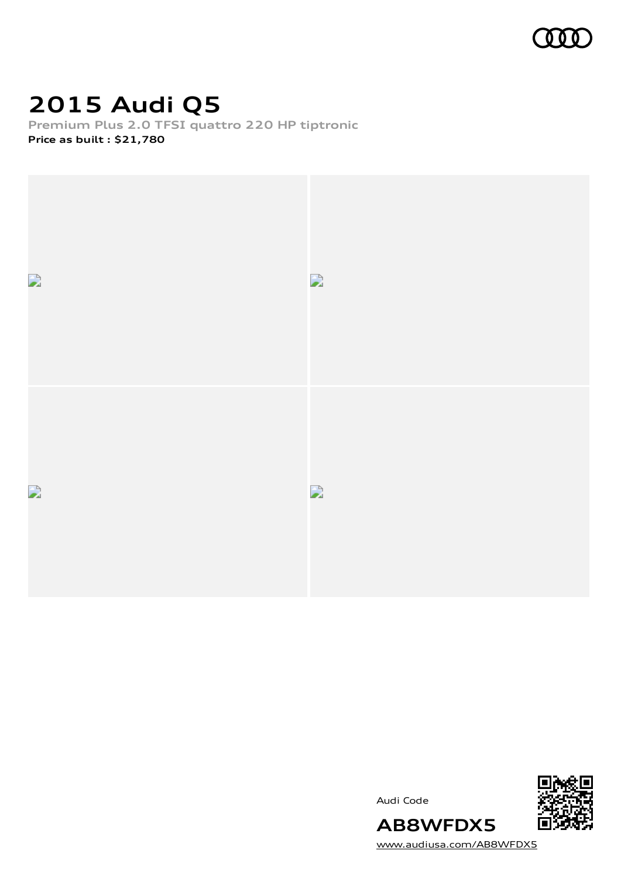# 2015 Audi Q5

**Premium Plus 2.0 TFSI quattro 220 HP tiptronic**

**Price as built : $21,780**

Audi Code

**AB8WFDX5**

www.audiusa.com/AB8WFDX5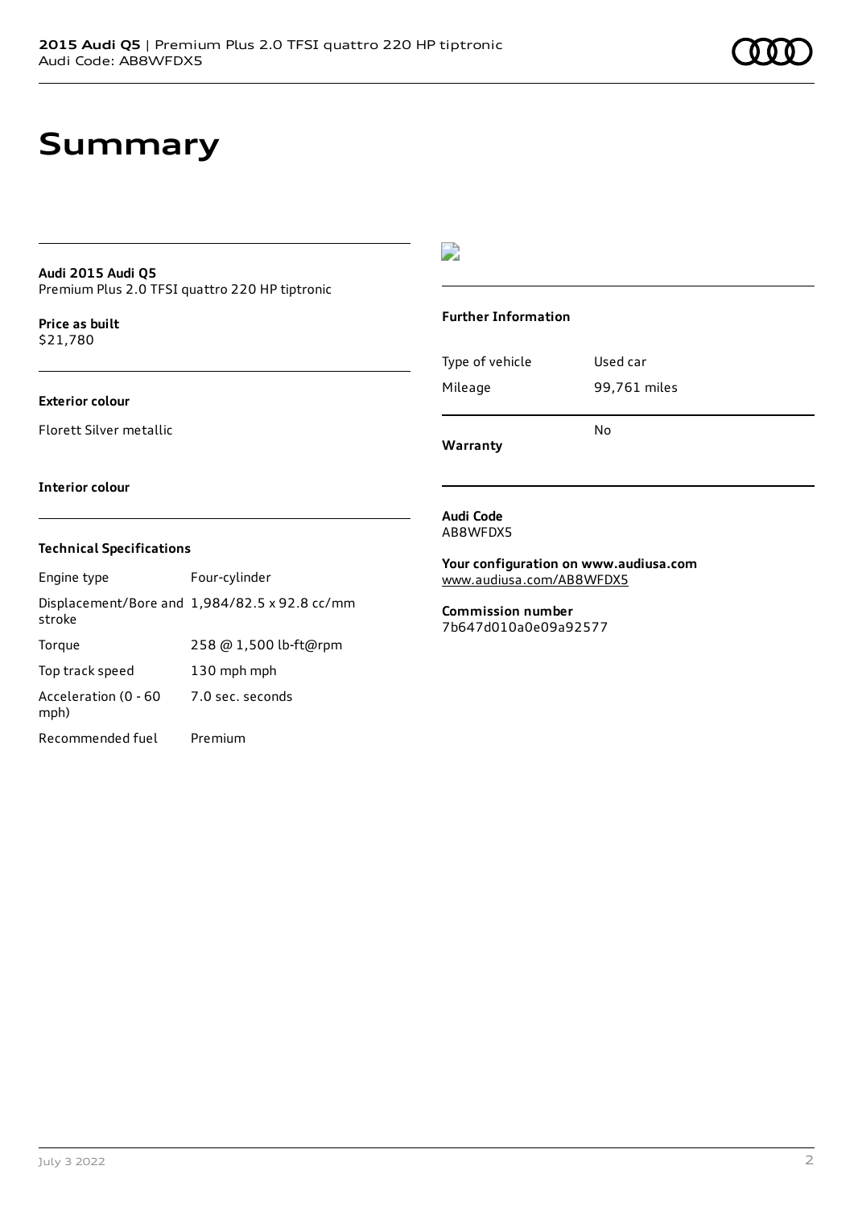# Summary

**Audi 2015 Audi Q5**
Premium Plus 2.0 TFSI quattro 220 HP tiptronic

**Price as built**
$21,780

**Exterior colour**

Florett Silver metallic

**Interior colour**

### Technical Specifications

| | |
|---|---|
| Engine type | Four-cylinder |
| Displacement/Bore and stroke | 1,984/82.5 x 92.8 cc/mm |
| Torque | 258 @ 1,500 lb-ft@rpm |
| Top track speed | 130 mph mph |
| Acceleration (0 - 60 mph) | 7.0 sec. seconds |
| Recommended fuel | Premium |

### Further Information

| | |
|---|---|
| Type of vehicle | Used car |
| Mileage | 99,761 miles |
| **Warranty** | No |

**Audi Code**
AB8WFDX5

**Your configuration on www.audiusa.com**
www.audiusa.com/AB8WFDX5

**Commission number**
7b647d010a0e09a92577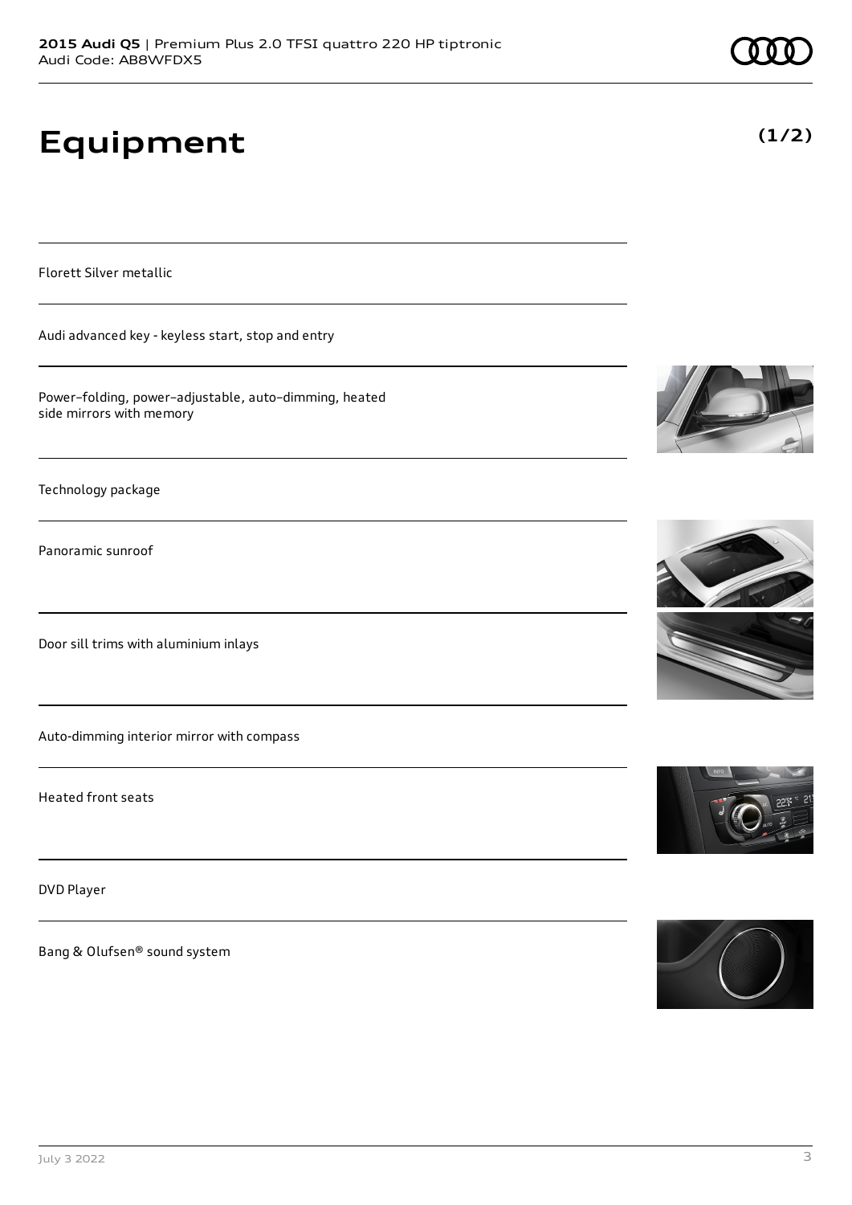# Equipment

**(1/2)**

Florett Silver metallic

Audi advanced key - keyless start, stop and entry

Power–folding, power–adjustable, auto–dimming, heated side mirrors with memory

Technology package

Panoramic sunroof

Door sill trims with aluminium inlays

Auto-dimming interior mirror with compass

Heated front seats

DVD Player

Bang & Olufsen® sound system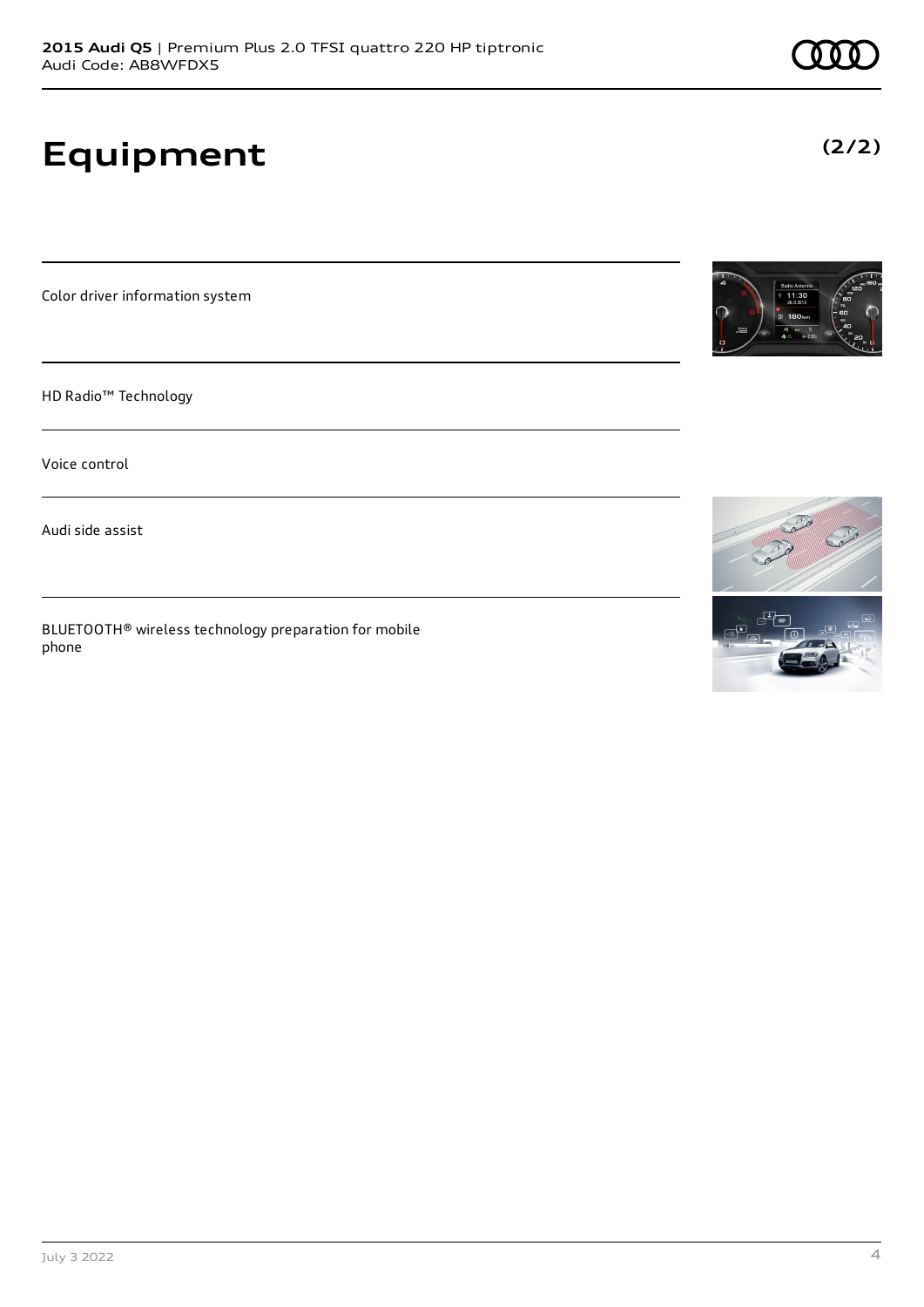# Equipment

**(2/2)**

Color driver information system

HD Radio™ Technology

Voice control

Audi side assist

BLUETOOTH® wireless technology preparation for mobile phone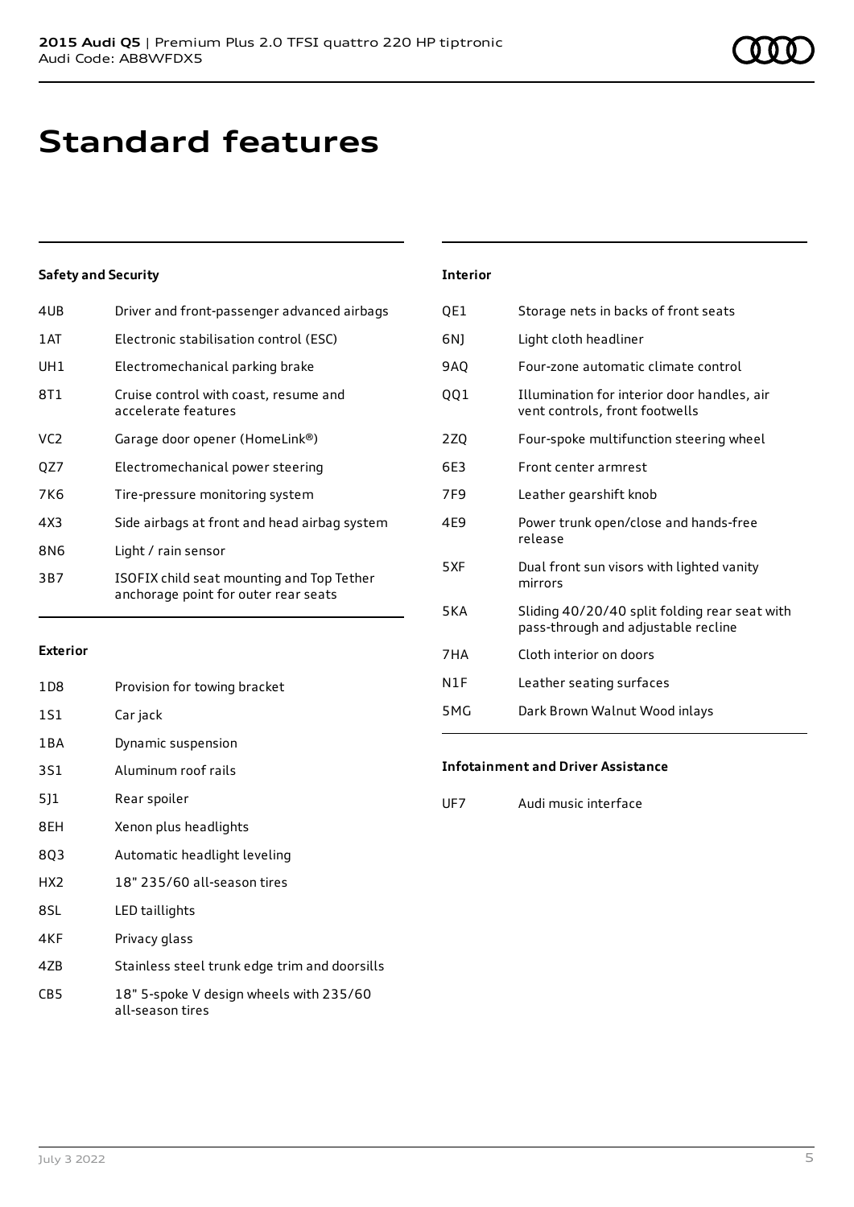# Standard features

### Safety and Security

| | |
|---|---|
| 4UB | Driver and front-passenger advanced airbags |
| 1AT | Electronic stabilisation control (ESC) |
| UH1 | Electromechanical parking brake |
| 8T1 | Cruise control with coast, resume and accelerate features |
| VC2 | Garage door opener (HomeLink®) |
| QZ7 | Electromechanical power steering |
| 7K6 | Tire-pressure monitoring system |
| 4X3 | Side airbags at front and head airbag system |
| 8N6 | Light / rain sensor |
| 3B7 | ISOFIX child seat mounting and Top Tether anchorage point for outer rear seats |

### Exterior

| | |
|---|---|
| 1D8 | Provision for towing bracket |
| 1S1 | Car jack |
| 1BA | Dynamic suspension |
| 3S1 | Aluminum roof rails |
| 5J1 | Rear spoiler |
| 8EH | Xenon plus headlights |
| 8Q3 | Automatic headlight leveling |
| HX2 | 18" 235/60 all-season tires |
| 8SL | LED taillights |
| 4KF | Privacy glass |
| 4ZB | Stainless steel trunk edge trim and doorsills |
| CB5 | 18" 5-spoke V design wheels with 235/60 all-season tires |

### Interior

| | |
|---|---|
| QE1 | Storage nets in backs of front seats |
| 6NJ | Light cloth headliner |
| 9AQ | Four-zone automatic climate control |
| QQ1 | Illumination for interior door handles, air vent controls, front footwells |
| 2ZQ | Four-spoke multifunction steering wheel |
| 6E3 | Front center armrest |
| 7F9 | Leather gearshift knob |
| 4E9 | Power trunk open/close and hands-free release |
| 5XF | Dual front sun visors with lighted vanity mirrors |
| 5KA | Sliding 40/20/40 split folding rear seat with pass-through and adjustable recline |
| 7HA | Cloth interior on doors |
| N1F | Leather seating surfaces |
| 5MG | Dark Brown Walnut Wood inlays |

### Infotainment and Driver Assistance

| | |
|---|---|
| UF7 | Audi music interface |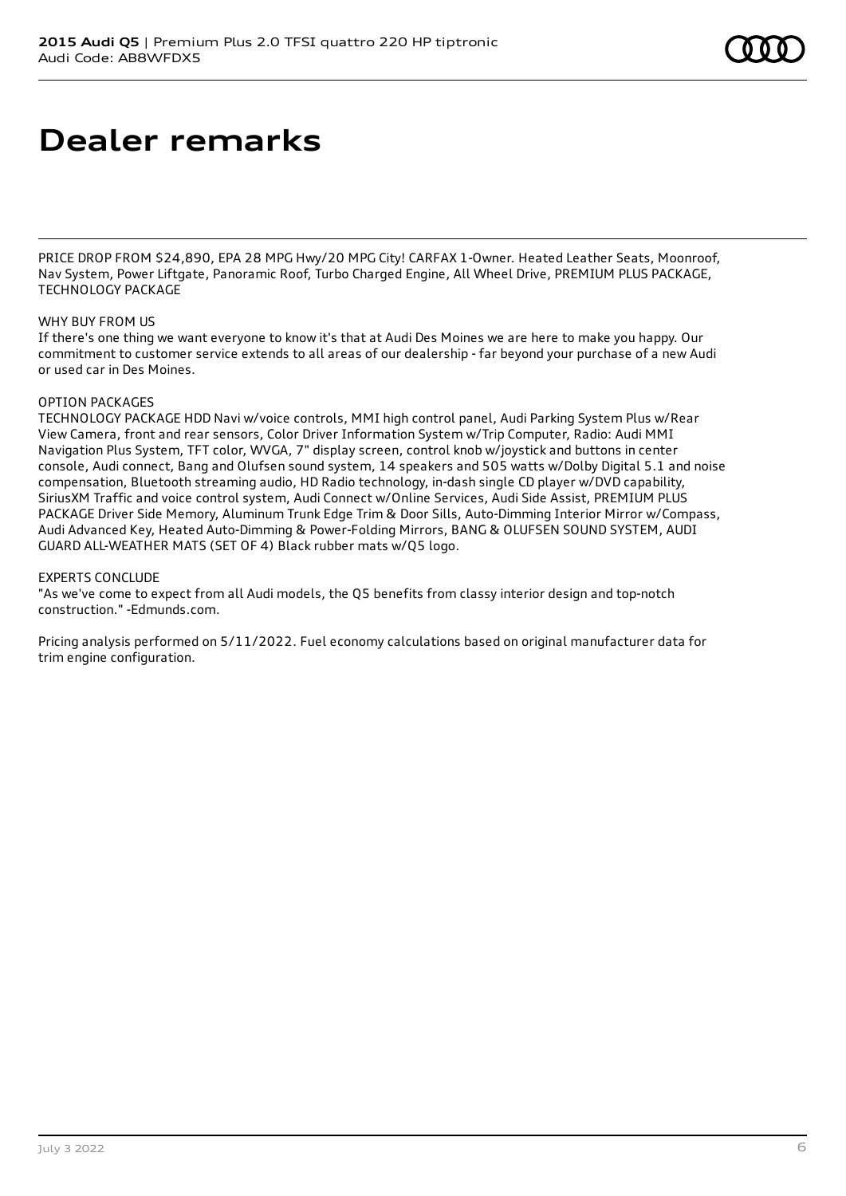# Dealer remarks

PRICE DROP FROM $24,890, EPA 28 MPG Hwy/20 MPG City! CARFAX 1-Owner. Heated Leather Seats, Moonroof, Nav System, Power Liftgate, Panoramic Roof, Turbo Charged Engine, All Wheel Drive, PREMIUM PLUS PACKAGE, TECHNOLOGY PACKAGE

WHY BUY FROM US
If there's one thing we want everyone to know it's that at Audi Des Moines we are here to make you happy. Our commitment to customer service extends to all areas of our dealership - far beyond your purchase of a new Audi or used car in Des Moines.

OPTION PACKAGES
TECHNOLOGY PACKAGE HDD Navi w/voice controls, MMI high control panel, Audi Parking System Plus w/Rear View Camera, front and rear sensors, Color Driver Information System w/Trip Computer, Radio: Audi MMI Navigation Plus System, TFT color, WVGA, 7" display screen, control knob w/joystick and buttons in center console, Audi connect, Bang and Olufsen sound system, 14 speakers and 505 watts w/Dolby Digital 5.1 and noise compensation, Bluetooth streaming audio, HD Radio technology, in-dash single CD player w/DVD capability, SiriusXM Traffic and voice control system, Audi Connect w/Online Services, Audi Side Assist, PREMIUM PLUS PACKAGE Driver Side Memory, Aluminum Trunk Edge Trim & Door Sills, Auto-Dimming Interior Mirror w/Compass, Audi Advanced Key, Heated Auto-Dimming & Power-Folding Mirrors, BANG & OLUFSEN SOUND SYSTEM, AUDI GUARD ALL-WEATHER MATS (SET OF 4) Black rubber mats w/Q5 logo.

EXPERTS CONCLUDE
"As we've come to expect from all Audi models, the Q5 benefits from classy interior design and top-notch construction." -Edmunds.com.

Pricing analysis performed on 5/11/2022. Fuel economy calculations based on original manufacturer data for trim engine configuration.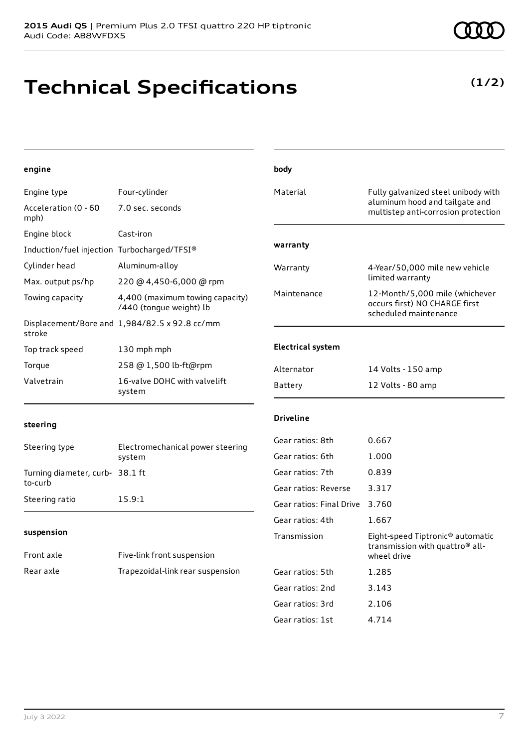**2015 Audi Q5** | Premium Plus 2.0 TFSI quattro 220 HP tiptronic
Audi Code: AB8WFDX5

# Technical Specifications

**(1/2)**

### engine

| | |
|---|---|
| Engine type | Four-cylinder |
| Acceleration (0 - 60 mph) | 7.0 sec. seconds |
| Engine block | Cast-iron |
| Induction/fuel injection | Turbocharged/TFSI® |
| Cylinder head | Aluminum-alloy |
| Max. output ps/hp | 220 @ 4,450-6,000 @ rpm |
| Towing capacity | 4,400 (maximum towing capacity) /440 (tongue weight) lb |
| Displacement/Bore and stroke | 1,984/82.5 x 92.8 cc/mm |
| Top track speed | 130 mph mph |
| Torque | 258 @ 1,500 lb-ft@rpm |
| Valvetrain | 16-valve DOHC with valvelift system |

### steering

| | |
|---|---|
| Steering type | Electromechanical power steering system |
| Turning diameter, curb-to-curb | 38.1 ft |
| Steering ratio | 15.9:1 |

### suspension

| | |
|---|---|
| Front axle | Five-link front suspension |
| Rear axle | Trapezoidal-link rear suspension |

### body

| | |
|---|---|
| Material | Fully galvanized steel unibody with aluminum hood and tailgate and multistep anti-corrosion protection |

### warranty

| | |
|---|---|
| Warranty | 4-Year/50,000 mile new vehicle limited warranty |
| Maintenance | 12-Month/5,000 mile (whichever occurs first) NO CHARGE first scheduled maintenance |

### Electrical system

| | |
|---|---|
| Alternator | 14 Volts - 150 amp |
| Battery | 12 Volts - 80 amp |

### Driveline

| | |
|---|---|
| Gear ratios: 8th | 0.667 |
| Gear ratios: 6th | 1.000 |
| Gear ratios: 7th | 0.839 |
| Gear ratios: Reverse | 3.317 |
| Gear ratios: Final Drive | 3.760 |
| Gear ratios: 4th | 1.667 |
| Transmission | Eight-speed Tiptronic® automatic transmission with quattro® all-wheel drive |
| Gear ratios: 5th | 1.285 |
| Gear ratios: 2nd | 3.143 |
| Gear ratios: 3rd | 2.106 |
| Gear ratios: 1st | 4.714 |

July 3 2022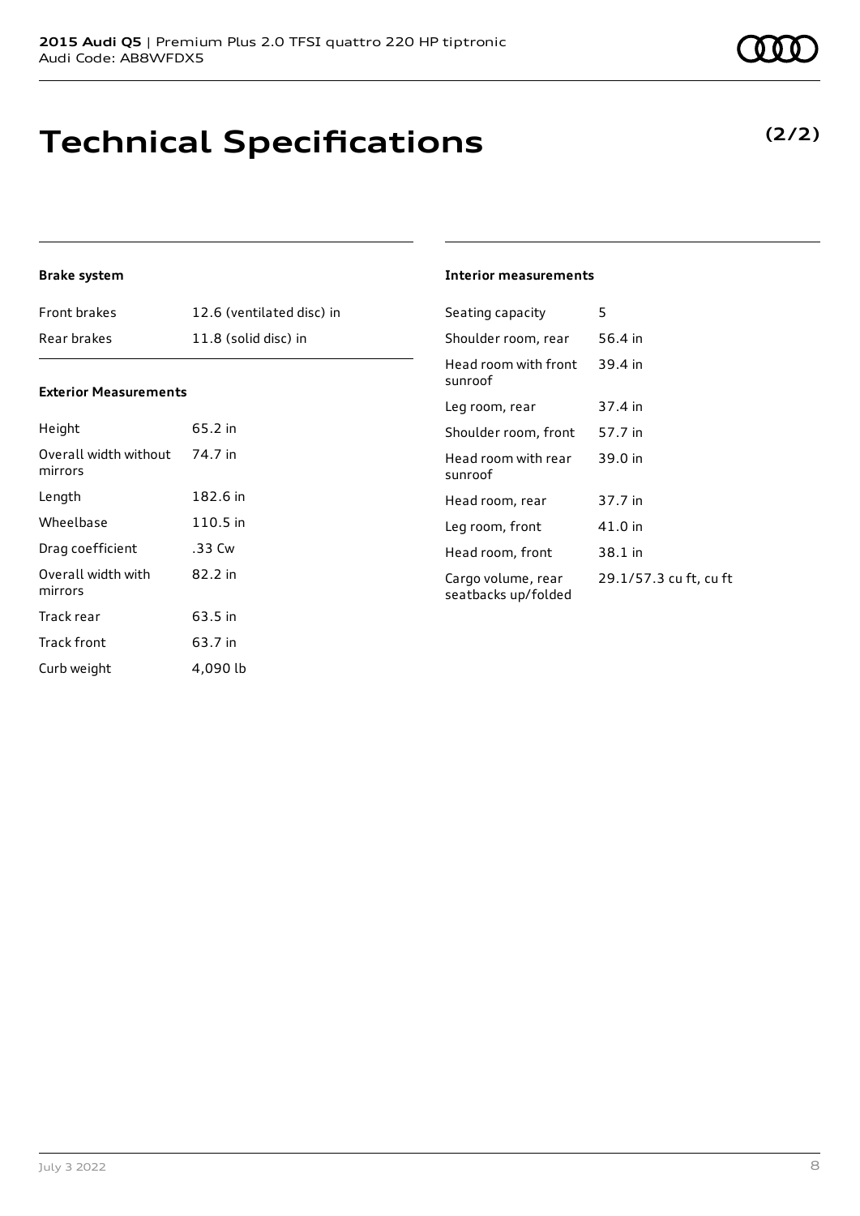# Technical Specifications

**(2/2)**

### Brake system

| | |
|---|---|
| Front brakes | 12.6 (ventilated disc) in |
| Rear brakes | 11.8 (solid disc) in |

### Exterior Measurements

| | |
|---|---|
| Height | 65.2 in |
| Overall width without mirrors | 74.7 in |
| Length | 182.6 in |
| Wheelbase | 110.5 in |
| Drag coefficient | .33 Cw |
| Overall width with mirrors | 82.2 in |
| Track rear | 63.5 in |
| Track front | 63.7 in |
| Curb weight | 4,090 lb |

### Interior measurements

| | |
|---|---|
| Seating capacity | 5 |
| Shoulder room, rear | 56.4 in |
| Head room with front sunroof | 39.4 in |
| Leg room, rear | 37.4 in |
| Shoulder room, front | 57.7 in |
| Head room with rear sunroof | 39.0 in |
| Head room, rear | 37.7 in |
| Leg room, front | 41.0 in |
| Head room, front | 38.1 in |
| Cargo volume, rear seatbacks up/folded | 29.1/57.3 cu ft, cu ft |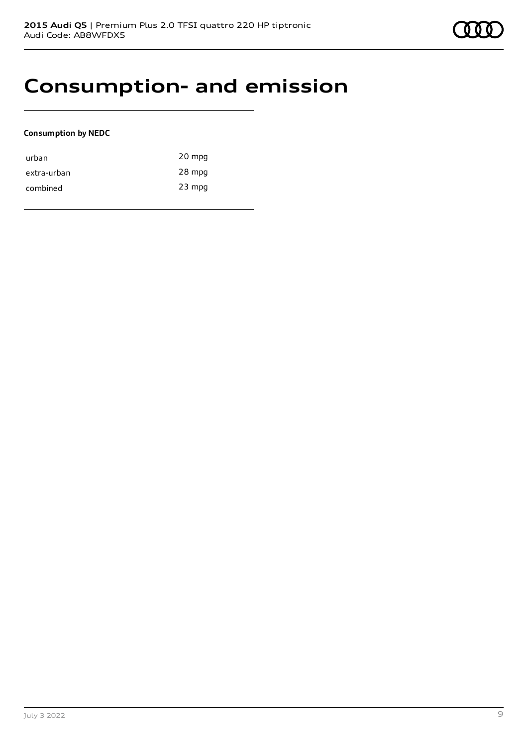# Consumption- and emission

**Consumption by NEDC**

| | |
|---|---|
| urban | 20 mpg |
| extra-urban | 28 mpg |
| combined | 23 mpg |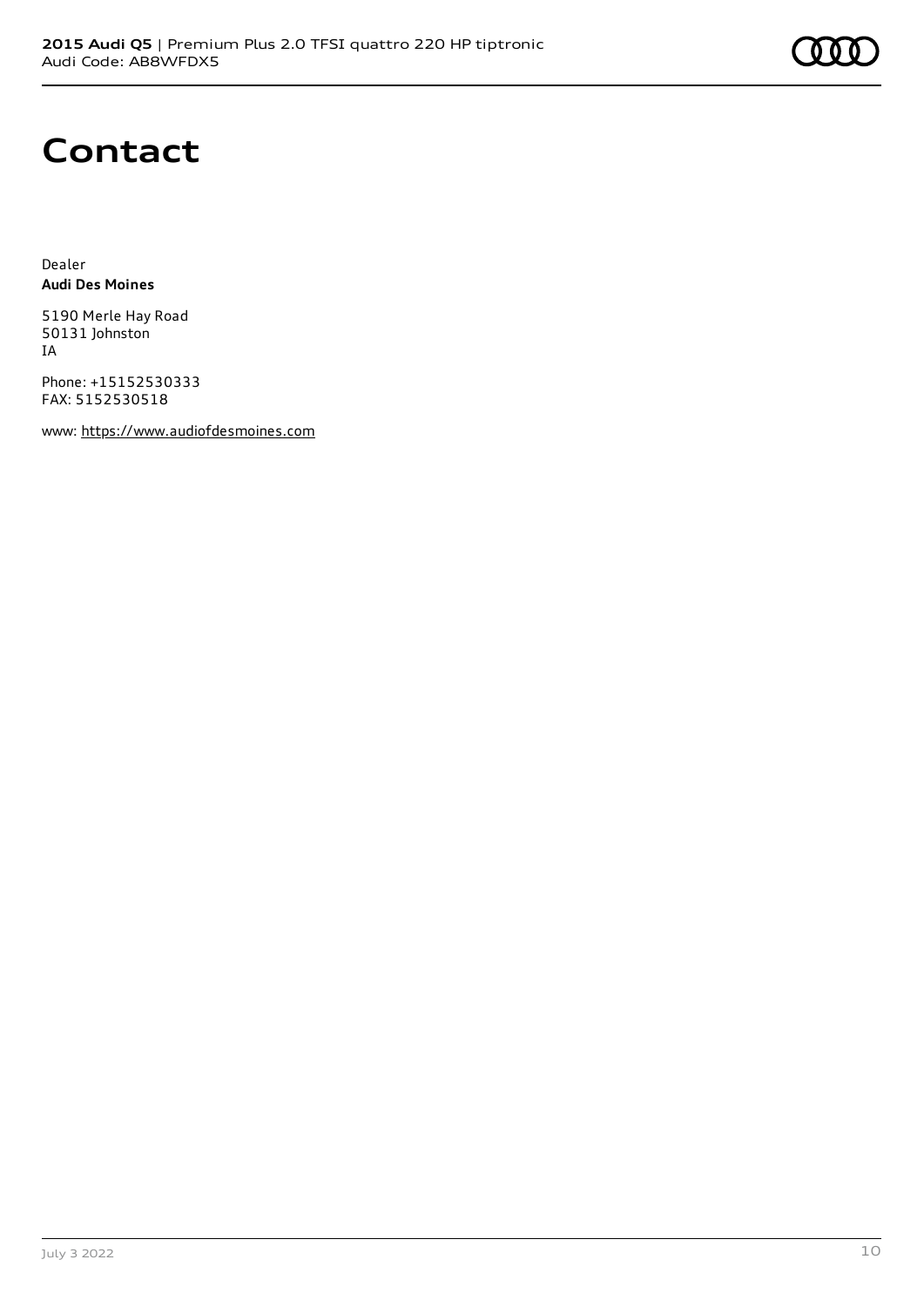# Contact

Dealer
**Audi Des Moines**

5190 Merle Hay Road
50131 Johnston
IA

Phone: +15152530333
FAX: 5152530518

www: https://www.audiofdesmoines.com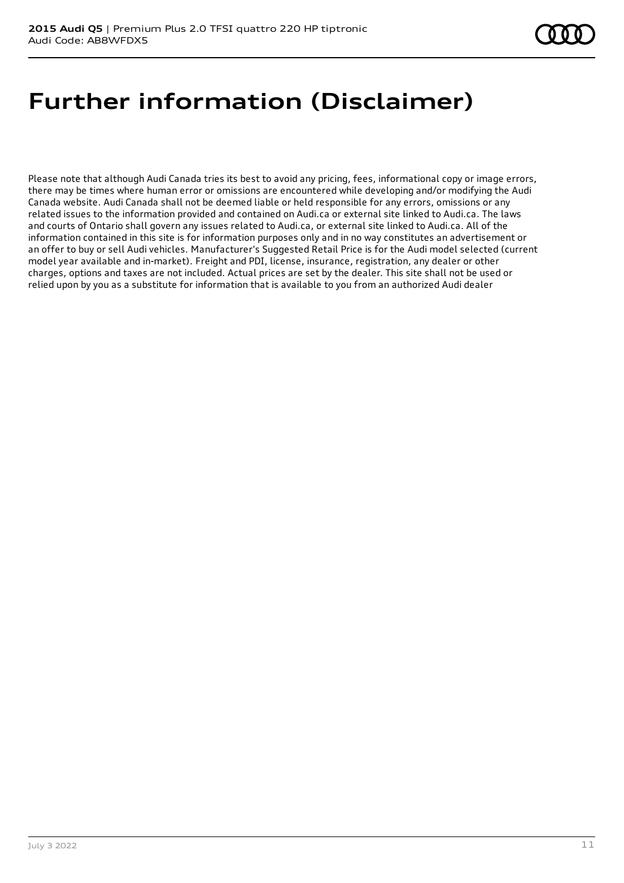# Further information (Disclaimer)

Please note that although Audi Canada tries its best to avoid any pricing, fees, informational copy or image errors, there may be times where human error or omissions are encountered while developing and/or modifying the Audi Canada website. Audi Canada shall not be deemed liable or held responsible for any errors, omissions or any related issues to the information provided and contained on Audi.ca or external site linked to Audi.ca. The laws and courts of Ontario shall govern any issues related to Audi.ca, or external site linked to Audi.ca. All of the information contained in this site is for information purposes only and in no way constitutes an advertisement or an offer to buy or sell Audi vehicles. Manufacturer's Suggested Retail Price is for the Audi model selected (current model year available and in-market). Freight and PDI, license, insurance, registration, any dealer or other charges, options and taxes are not included. Actual prices are set by the dealer. This site shall not be used or relied upon by you as a substitute for information that is available to you from an authorized Audi dealer